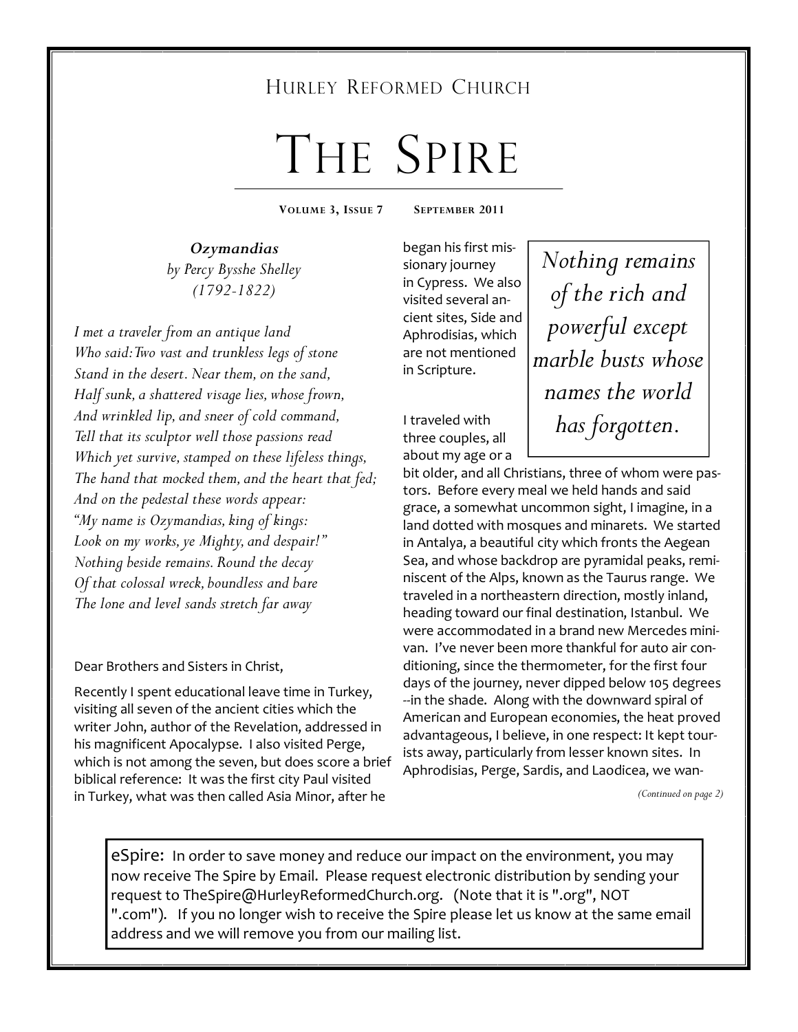Hurley Reformed Church

# The Spire

**Volume 3, Issue 7 September 2011**

***Ozymandias***
*by Percy Bysshe Shelley*
*(1792-1822)*

*I met a traveler from an antique land*
*Who said: Two vast and trunkless legs of stone*
*Stand in the desert. Near them, on the sand,*
*Half sunk, a shattered visage lies, whose frown,*
*And wrinkled lip, and sneer of cold command,*
*Tell that its sculptor well those passions read*
*Which yet survive, stamped on these lifeless things,*
*The hand that mocked them, and the heart that fed;*
*And on the pedestal these words appear:*
*"My name is Ozymandias, king of kings:*
*Look on my works, ye Mighty, and despair!"*
*Nothing beside remains. Round the decay*
*Of that colossal wreck, boundless and bare*
*The lone and level sands stretch far away*

Dear Brothers and Sisters in Christ,

Recently I spent educational leave time in Turkey, visiting all seven of the ancient cities which the writer John, author of the Revelation, addressed in his magnificent Apocalypse. I also visited Perge, which is not among the seven, but does score a brief biblical reference: It was the first city Paul visited in Turkey, what was then called Asia Minor, after he began his first missionary journey in Cypress. We also visited several ancient sites, Side and Aphrodisias, which are not mentioned in Scripture.

> *Nothing remains of the rich and powerful except marble busts whose names the world has forgotten.*

I traveled with three couples, all about my age or a bit older, and all Christians, three of whom were pastors. Before every meal we held hands and said grace, a somewhat uncommon sight, I imagine, in a land dotted with mosques and minarets. We started in Antalya, a beautiful city which fronts the Aegean Sea, and whose backdrop are pyramidal peaks, reminiscent of the Alps, known as the Taurus range. We traveled in a northeastern direction, mostly inland, heading toward our final destination, Istanbul. We were accommodated in a brand new Mercedes minivan. I've never been more thankful for auto air conditioning, since the thermometer, for the first four days of the journey, never dipped below 105 degrees --in the shade. Along with the downward spiral of American and European economies, the heat proved advantageous, I believe, in one respect: It kept tourists away, particularly from lesser known sites. In Aphrodisias, Perge, Sardis, and Laodicea, we wan-

*(Continued on page 2)*

eSpire: In order to save money and reduce our impact on the environment, you may now receive The Spire by Email. Please request electronic distribution by sending your request to TheSpire@HurleyReformedChurch.org. (Note that it is ".org", NOT ".com"). If you no longer wish to receive the Spire please let us know at the same email address and we will remove you from our mailing list.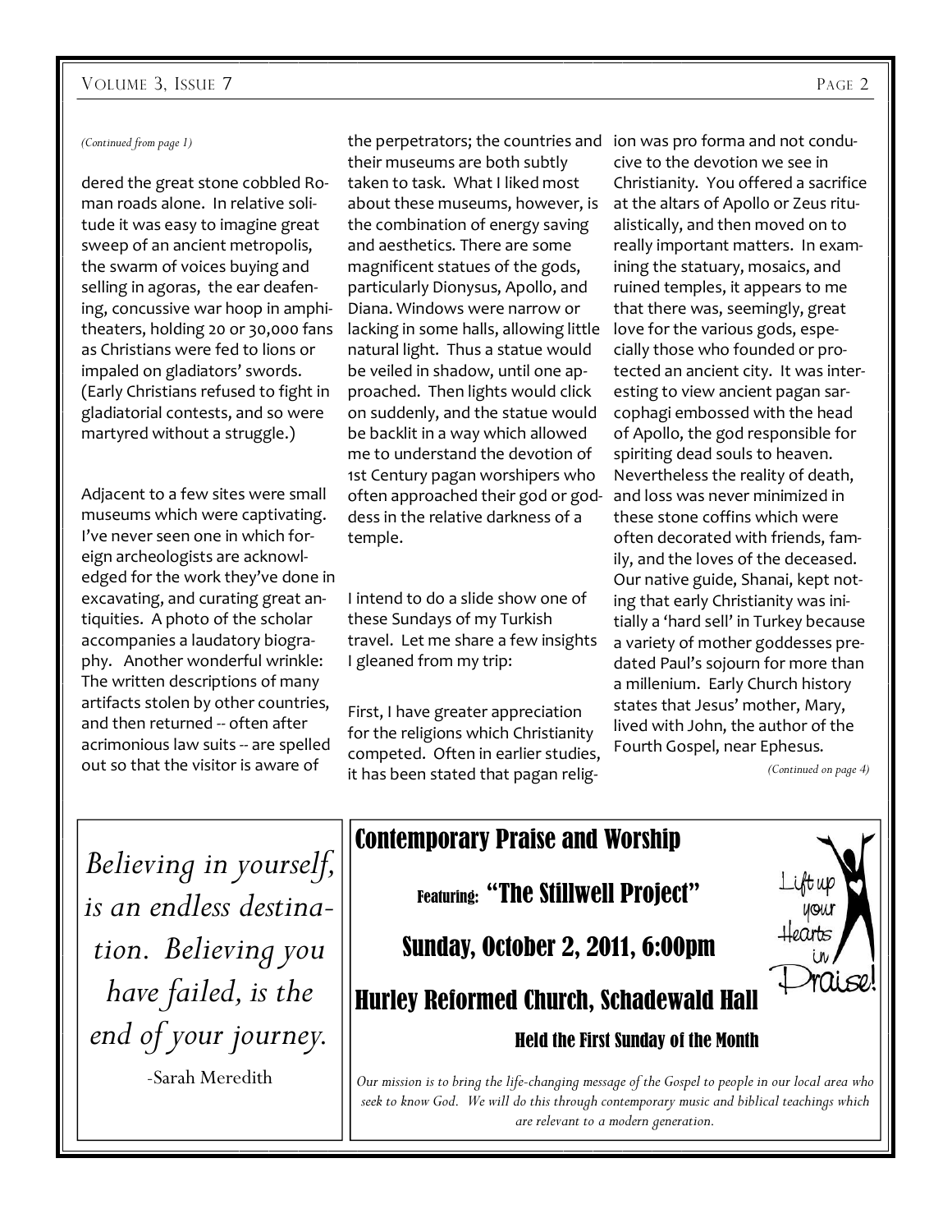*(Continued from page 1)*

dered the great stone cobbled Roman roads alone. In relative solitude it was easy to imagine great sweep of an ancient metropolis, the swarm of voices buying and selling in agoras, the ear deafening, concussive war hoop in amphitheaters, holding 20 or 30,000 fans as Christians were fed to lions or impaled on gladiators' swords. (Early Christians refused to fight in gladiatorial contests, and so were martyred without a struggle.)

Adjacent to a few sites were small museums which were captivating. I've never seen one in which foreign archeologists are acknowledged for the work they've done in excavating, and curating great antiquities. A photo of the scholar accompanies a laudatory biography. Another wonderful wrinkle: The written descriptions of many artifacts stolen by other countries, and then returned -- often after acrimonious law suits -- are spelled out so that the visitor is aware of the perpetrators; the countries and their museums are both subtly taken to task. What I liked most about these museums, however, is the combination of energy saving and aesthetics. There are some magnificent statues of the gods, particularly Dionysus, Apollo, and Diana. Windows were narrow or lacking in some halls, allowing little natural light. Thus a statue would be veiled in shadow, until one approached. Then lights would click on suddenly, and the statue would be backlit in a way which allowed me to understand the devotion of 1st Century pagan worshipers who often approached their god or goddess in the relative darkness of a temple.

I intend to do a slide show one of these Sundays of my Turkish travel. Let me share a few insights I gleaned from my trip:

First, I have greater appreciation for the religions which Christianity competed. Often in earlier studies, it has been stated that pagan religion was pro forma and not conducive to the devotion we see in Christianity. You offered a sacrifice at the altars of Apollo or Zeus ritualistically, and then moved on to really important matters. In examining the statuary, mosaics, and ruined temples, it appears to me that there was, seemingly, great love for the various gods, especially those who founded or protected an ancient city. It was interesting to view ancient pagan sarcophagi embossed with the head of Apollo, the god responsible for spiriting dead souls to heaven. Nevertheless the reality of death, and loss was never minimized in these stone coffins which were often decorated with friends, family, and the loves of the deceased. Our native guide, Shanai, kept noting that early Christianity was initially a 'hard sell' in Turkey because a variety of mother goddesses predated Paul's sojourn for more than a millenium. Early Church history states that Jesus' mother, Mary, lived with John, the author of the Fourth Gospel, near Ephesus.

*(Continued on page 4)*

*Believing in yourself, is an endless destination. Believing you have failed, is the end of your journey.*

-Sarah Meredith

## Contemporary Praise and Worship

**Featuring: "The Stillwell Project"**

**Sunday, October 2, 2011, 6:00pm**

## Hurley Reformed Church, Schadewald Hall

**Held the First Sunday of the Month**

Lift up your Hearts in Praise!

*Our mission is to bring the life-changing message of the Gospel to people in our local area who seek to know God. We will do this through contemporary music and biblical teachings which are relevant to a modern generation.*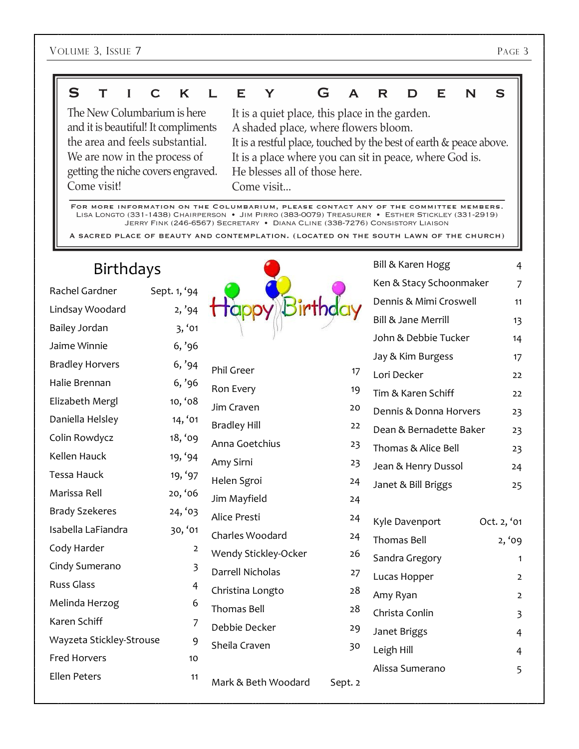## Stickley Gardens

The New Columbarium is here and it is beautiful! It compliments the area and feels substantial. We are now in the process of getting the niche covers engraved. Come visit!

It is a quiet place, this place in the garden.
A shaded place, where flowers bloom.
It is a restful place, touched by the best of earth & peace above.
It is a place where you can sit in peace, where God is.
He blesses all of those here.
Come visit...

For more information on the Columbarium, please contact any of the committee members.
Lisa Longto (331-1438) Chairperson • Jim Pirro (383-0079) Treasurer • Esther Stickley (331-2919)
Jerry Fink (246-6567) Secretary • Diana Cline (338-7276) Consistory Liaison

A sacred place of beauty and contemplation. (Located on the south lawn of the church)

## Birthdays

| Name | Date |
|---|---|
| Rachel Gardner | Sept. 1, '94 |
| Lindsay Woodard | 2, '94 |
| Bailey Jordan | 3, '01 |
| Jaime Winnie | 6, '96 |
| Bradley Horvers | 6, '94 |
| Halie Brennan | 6, '96 |
| Elizabeth Mergl | 10, '08 |
| Daniella Helsley | 14, '01 |
| Colin Rowdycz | 18, '09 |
| Kellen Hauck | 19, '94 |
| Tessa Hauck | 19, '97 |
| Marissa Rell | 20, '06 |
| Brady Szekeres | 24, '03 |
| Isabella LaFiandra | 30, '01 |
| Cody Harder | 2 |
| Cindy Sumerano | 3 |
| Russ Glass | 4 |
| Melinda Herzog | 6 |
| Karen Schiff | 7 |
| Wayzeta Stickley-Strouse | 9 |
| Fred Horvers | 10 |
| Ellen Peters | 11 |
| Phil Greer | 17 |
| Ron Every | 19 |
| Jim Craven | 20 |
| Bradley Hill | 22 |
| Anna Goetchius | 23 |
| Amy Sirni | 23 |
| Helen Sgroi | 24 |
| Jim Mayfield | 24 |
| Alice Presti | 24 |
| Charles Woodard | 24 |
| Wendy Stickley-Ocker | 26 |
| Darrell Nicholas | 27 |
| Christina Longto | 28 |
| Thomas Bell | 28 |
| Debbie Decker | 29 |
| Sheila Craven | 30 |

Happy Birthday

| Name | Date |
|---|---|
| Mark & Beth Woodard | Sept. 2 |
| Bill & Karen Hogg | 4 |
| Ken & Stacy Schoonmaker | 7 |
| Dennis & Mimi Croswell | 11 |
| Bill & Jane Merrill | 13 |
| John & Debbie Tucker | 14 |
| Jay & Kim Burgess | 17 |
| Lori Decker | 22 |
| Tim & Karen Schiff | 22 |
| Dennis & Donna Horvers | 23 |
| Dean & Bernadette Baker | 23 |
| Thomas & Alice Bell | 23 |
| Jean & Henry Dussol | 24 |
| Janet & Bill Briggs | 25 |

| Name | Date |
|---|---|
| Kyle Davenport | Oct. 2, '01 |
| Thomas Bell | 2, '09 |
| Sandra Gregory | 1 |
| Lucas Hopper | 2 |
| Amy Ryan | 2 |
| Christa Conlin | 3 |
| Janet Briggs | 4 |
| Leigh Hill | 4 |
| Alissa Sumerano | 5 |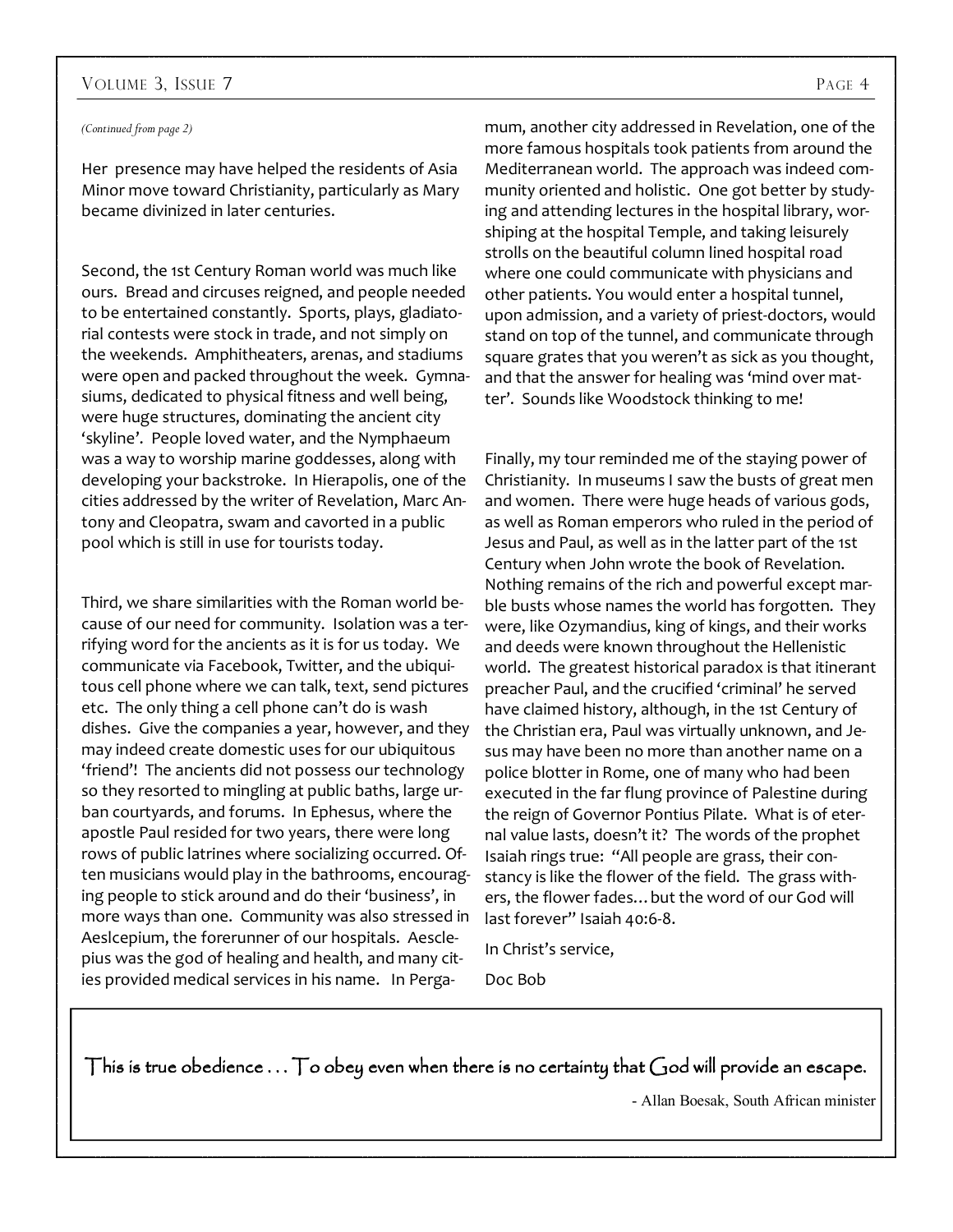*(Continued from page 2)*

Her presence may have helped the residents of Asia Minor move toward Christianity, particularly as Mary became divinized in later centuries.

Second, the 1st Century Roman world was much like ours. Bread and circuses reigned, and people needed to be entertained constantly. Sports, plays, gladiatorial contests were stock in trade, and not simply on the weekends. Amphitheaters, arenas, and stadiums were open and packed throughout the week. Gymnasiums, dedicated to physical fitness and well being, were huge structures, dominating the ancient city 'skyline'. People loved water, and the Nymphaeum was a way to worship marine goddesses, along with developing your backstroke. In Hierapolis, one of the cities addressed by the writer of Revelation, Marc Antony and Cleopatra, swam and cavorted in a public pool which is still in use for tourists today.

Third, we share similarities with the Roman world because of our need for community. Isolation was a terrifying word for the ancients as it is for us today. We communicate via Facebook, Twitter, and the ubiquitous cell phone where we can talk, text, send pictures etc. The only thing a cell phone can't do is wash dishes. Give the companies a year, however, and they may indeed create domestic uses for our ubiquitous 'friend'! The ancients did not possess our technology so they resorted to mingling at public baths, large urban courtyards, and forums. In Ephesus, where the apostle Paul resided for two years, there were long rows of public latrines where socializing occurred. Often musicians would play in the bathrooms, encouraging people to stick around and do their 'business', in more ways than one. Community was also stressed in Aeslcepium, the forerunner of our hospitals. Aesclepius was the god of healing and health, and many cities provided medical services in his name. In Pergamum, another city addressed in Revelation, one of the more famous hospitals took patients from around the Mediterranean world. The approach was indeed community oriented and holistic. One got better by studying and attending lectures in the hospital library, worshiping at the hospital Temple, and taking leisurely strolls on the beautiful column lined hospital road where one could communicate with physicians and other patients. You would enter a hospital tunnel, upon admission, and a variety of priest-doctors, would stand on top of the tunnel, and communicate through square grates that you weren't as sick as you thought, and that the answer for healing was 'mind over matter'. Sounds like Woodstock thinking to me!

Finally, my tour reminded me of the staying power of Christianity. In museums I saw the busts of great men and women. There were huge heads of various gods, as well as Roman emperors who ruled in the period of Jesus and Paul, as well as in the latter part of the 1st Century when John wrote the book of Revelation. Nothing remains of the rich and powerful except marble busts whose names the world has forgotten. They were, like Ozymandius, king of kings, and their works and deeds were known throughout the Hellenistic world. The greatest historical paradox is that itinerant preacher Paul, and the crucified 'criminal' he served have claimed history, although, in the 1st Century of the Christian era, Paul was virtually unknown, and Jesus may have been no more than another name on a police blotter in Rome, one of many who had been executed in the far flung province of Palestine during the reign of Governor Pontius Pilate. What is of eternal value lasts, doesn't it? The words of the prophet Isaiah rings true: "All people are grass, their constancy is like the flower of the field. The grass withers, the flower fades… but the word of our God will last forever" Isaiah 40:6-8.

In Christ's service,

Doc Bob

---

This is true obedience . . . To obey even when there is no certainty that God will provide an escape.

- Allan Boesak, South African minister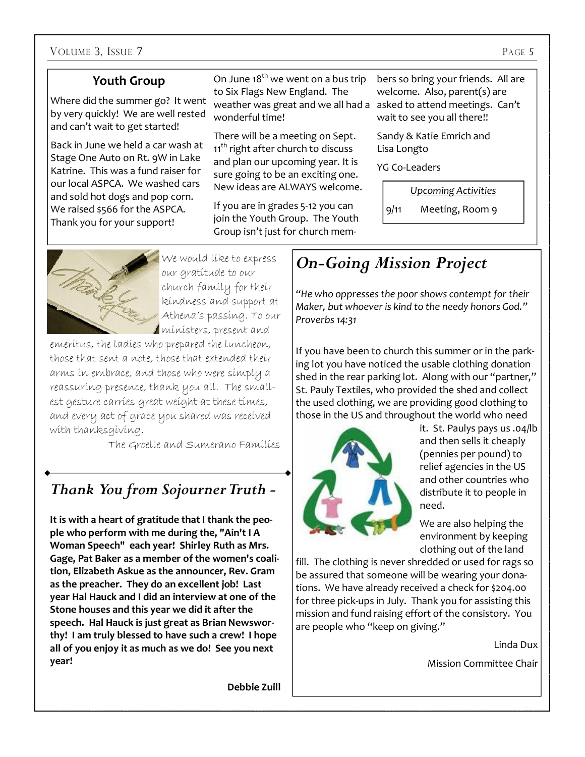## Youth Group

Where did the summer go? It went by very quickly! We are well rested and can't wait to get started!

Back in June we held a car wash at Stage One Auto on Rt. 9W in Lake Katrine. This was a fund raiser for our local ASPCA. We washed cars and sold hot dogs and pop corn. We raised $566 for the ASPCA. Thank you for your support!

On June 18th we went on a bus trip to Six Flags New England. The weather was great and we all had a wonderful time!

There will be a meeting on Sept. 11th right after church to discuss and plan our upcoming year. It is sure going to be an exciting one. New ideas are ALWAYS welcome.

If you are in grades 5-12 you can join the Youth Group. The Youth Group isn't just for church members so bring your friends. All are welcome. Also, parent(s) are asked to attend meetings. Can't wait to see you all there!!

Sandy & Katie Emrich and Lisa Longto

YG Co-Leaders

*Upcoming Activities*

9/11 Meeting, Room 9

We would like to express our gratitude to our church family for their kindness and support at Athena's passing. To our ministers, present and emeritus, the ladies who prepared the luncheon, those that sent a note, those that extended their arms in embrace, and those who were simply a reassuring presence, thank you all. The smallest gesture carries great weight at these times, and every act of grace you shared was received with thanksgiving.

The Groelle and Sumerano Families

## *Thank You from Sojourner Truth -*

**It is with a heart of gratitude that I thank the people who perform with me during the, "Ain't I A Woman Speech" each year! Shirley Ruth as Mrs. Gage, Pat Baker as a member of the women's coalition, Elizabeth Askue as the announcer, Rev. Gram as the preacher. They do an excellent job! Last year Hal Hauck and I did an interview at one of the Stone houses and this year we did it after the speech. Hal Hauck is just great as Brian Newsworthy! I am truly blessed to have such a crew! I hope all of you enjoy it as much as we do! See you next year!**

**Debbie Zuill**

## *On-Going Mission Project*

*"He who oppresses the poor shows contempt for their Maker, but whoever is kind to the needy honors God." Proverbs 14:31*

If you have been to church this summer or in the parking lot you have noticed the usable clothing donation shed in the rear parking lot. Along with our "partner," St. Pauly Textiles, who provided the shed and collect the used clothing, we are providing good clothing to those in the US and throughout the world who need it. St. Paulys pays us .04/lb and then sells it cheaply (pennies per pound) to relief agencies in the US and other countries who distribute it to people in need.

We are also helping the environment by keeping clothing out of the land fill. The clothing is never shredded or used for rags so be assured that someone will be wearing your donations. We have already received a check for $204.00 for three pick-ups in July. Thank you for assisting this mission and fund raising effort of the consistory. You are people who "keep on giving."

Linda Dux

Mission Committee Chair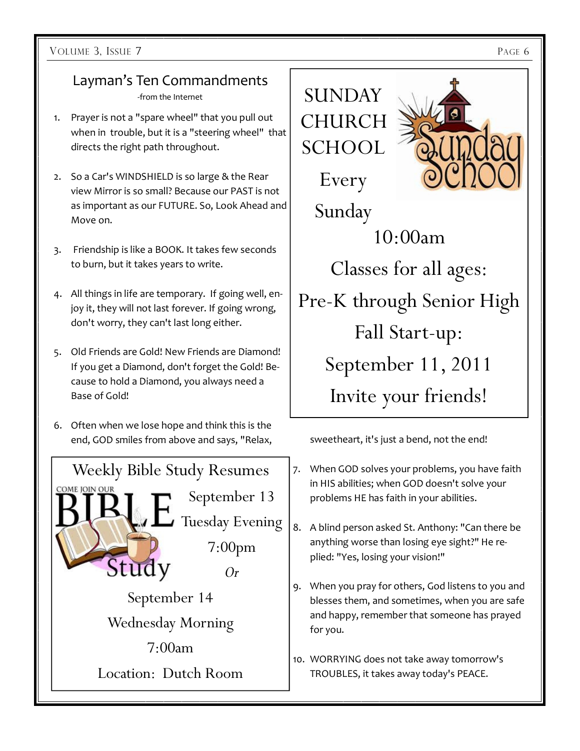## Layman's Ten Commandments

-from the Internet

1. Prayer is not a "spare wheel" that you pull out when in trouble, but it is a "steering wheel" that directs the right path throughout.

2. So a Car's WINDSHIELD is so large & the Rear view Mirror is so small? Because our PAST is not as important as our FUTURE. So, Look Ahead and Move on.

3. Friendship is like a BOOK. It takes few seconds to burn, but it takes years to write.

4. All things in life are temporary. If going well, enjoy it, they will not last forever. If going wrong, don't worry, they can't last long either.

5. Old Friends are Gold! New Friends are Diamond! If you get a Diamond, don't forget the Gold! Because to hold a Diamond, you always need a Base of Gold!

6. Often when we lose hope and think this is the end, GOD smiles from above and says, "Relax, sweetheart, it's just a bend, not the end!

7. When GOD solves your problems, you have faith in HIS abilities; when GOD doesn't solve your problems HE has faith in your abilities.

8. A blind person asked St. Anthony: "Can there be anything worse than losing eye sight?" He replied: "Yes, losing your vision!"

9. When you pray for others, God listens to you and blesses them, and sometimes, when you are safe and happy, remember that someone has prayed for you.

10. WORRYING does not take away tomorrow's TROUBLES, it takes away today's PEACE.

---

## SUNDAY CHURCH SCHOOL

Sunday School

Every Sunday

10:00am

Classes for all ages:

Pre-K through Senior High

Fall Start-up:

September 11, 2011

Invite your friends!

---

## Weekly Bible Study Resumes

COME JOIN OUR BIBLE Study

September 13

Tuesday Evening

7:00pm

*Or*

September 14

Wednesday Morning

7:00am

Location: Dutch Room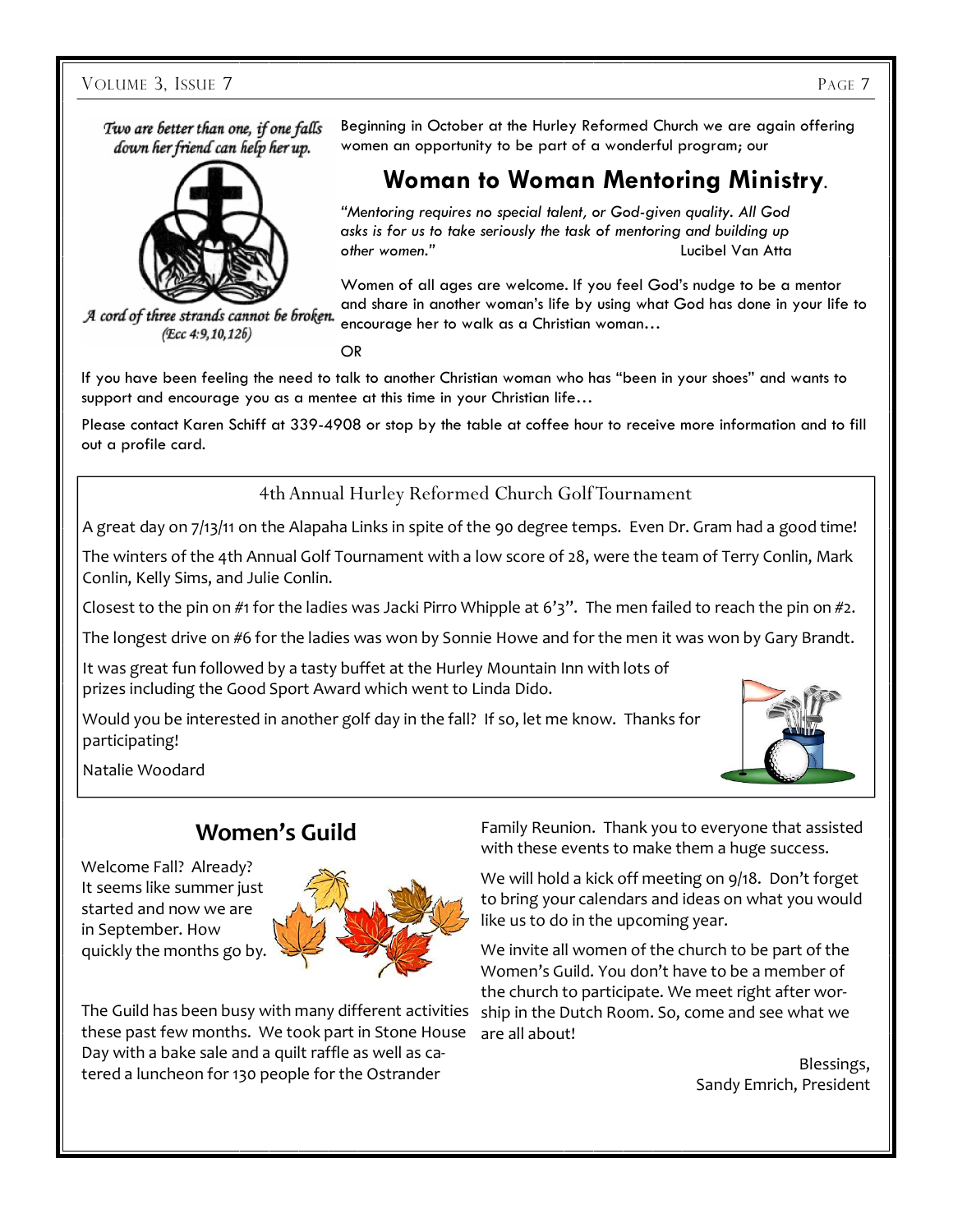*Two are better than one, if one falls down her friend can help her up.*

*A cord of three strands cannot be broken.* (Ecc 4:9,10,12b)

Beginning in October at the Hurley Reformed Church we are again offering women an opportunity to be part of a wonderful program; our

## Woman to Woman Mentoring Ministry.

*"Mentoring requires no special talent, or God-given quality. All God asks is for us to take seriously the task of mentoring and building up other women."* Lucibel Van Atta

Women of all ages are welcome. If you feel God's nudge to be a mentor and share in another woman's life by using what God has done in your life to encourage her to walk as a Christian woman…

OR

If you have been feeling the need to talk to another Christian woman who has "been in your shoes" and wants to support and encourage you as a mentee at this time in your Christian life…

Please contact Karen Schiff at 339-4908 or stop by the table at coffee hour to receive more information and to fill out a profile card.

## 4th Annual Hurley Reformed Church Golf Tournament

A great day on 7/13/11 on the Alapaha Links in spite of the 90 degree temps. Even Dr. Gram had a good time!

The winters of the 4th Annual Golf Tournament with a low score of 28, were the team of Terry Conlin, Mark Conlin, Kelly Sims, and Julie Conlin.

Closest to the pin on #1 for the ladies was Jacki Pirro Whipple at 6'3". The men failed to reach the pin on #2.

The longest drive on #6 for the ladies was won by Sonnie Howe and for the men it was won by Gary Brandt.

It was great fun followed by a tasty buffet at the Hurley Mountain Inn with lots of prizes including the Good Sport Award which went to Linda Dido.

Would you be interested in another golf day in the fall? If so, let me know. Thanks for participating!

Natalie Woodard

## Women's Guild

Welcome Fall? Already? It seems like summer just started and now we are in September. How quickly the months go by.

The Guild has been busy with many different activities these past few months. We took part in Stone House Day with a bake sale and a quilt raffle as well as catered a luncheon for 130 people for the Ostrander Family Reunion. Thank you to everyone that assisted with these events to make them a huge success.

We will hold a kick off meeting on 9/18. Don't forget to bring your calendars and ideas on what you would like us to do in the upcoming year.

We invite all women of the church to be part of the Women's Guild. You don't have to be a member of the church to participate. We meet right after worship in the Dutch Room. So, come and see what we are all about!

Blessings,
Sandy Emrich, President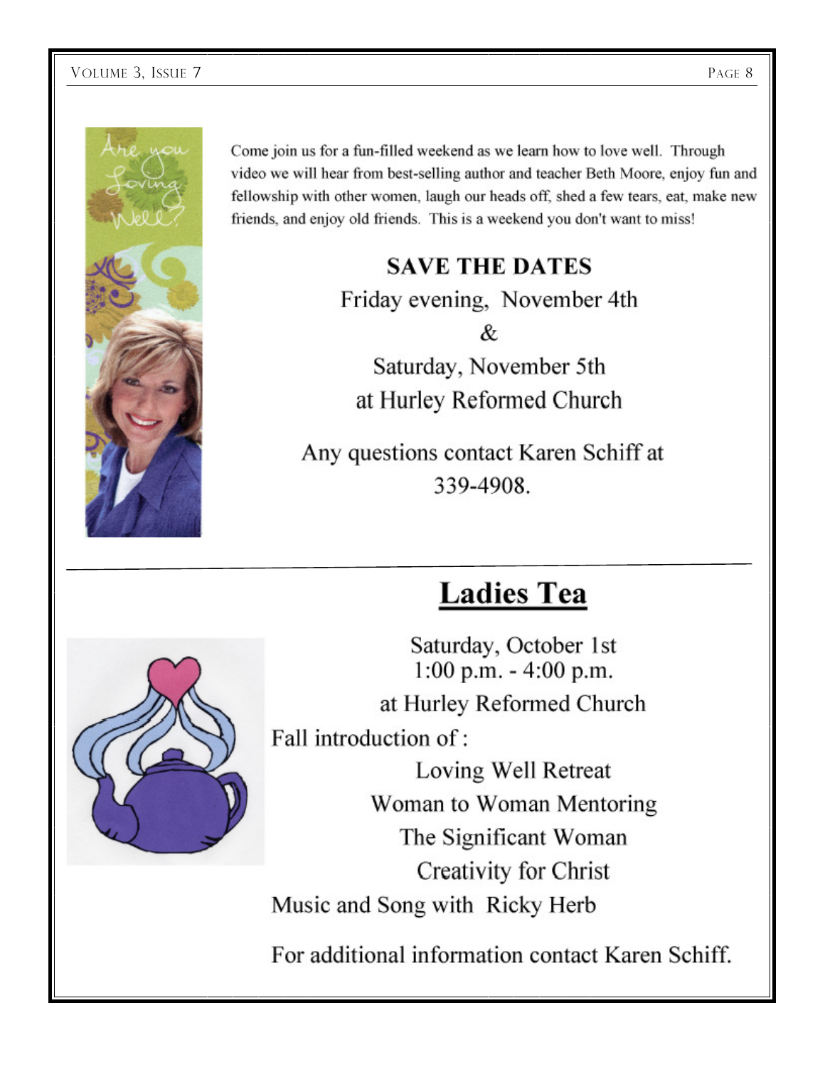Come join us for a fun-filled weekend as we learn how to love well. Through video we will hear from best-selling author and teacher Beth Moore, enjoy fun and fellowship with other women, laugh our heads off, shed a few tears, eat, make new friends, and enjoy old friends. This is a weekend you don't want to miss!

**SAVE THE DATES**

Friday evening, November 4th

&

Saturday, November 5th

at Hurley Reformed Church

Any questions contact Karen Schiff at 339-4908.

---

## Ladies Tea

Saturday, October 1st
1:00 p.m. - 4:00 p.m.

at Hurley Reformed Church

Fall introduction of :

Loving Well Retreat

Woman to Woman Mentoring

The Significant Woman

Creativity for Christ

Music and Song with Ricky Herb

For additional information contact Karen Schiff.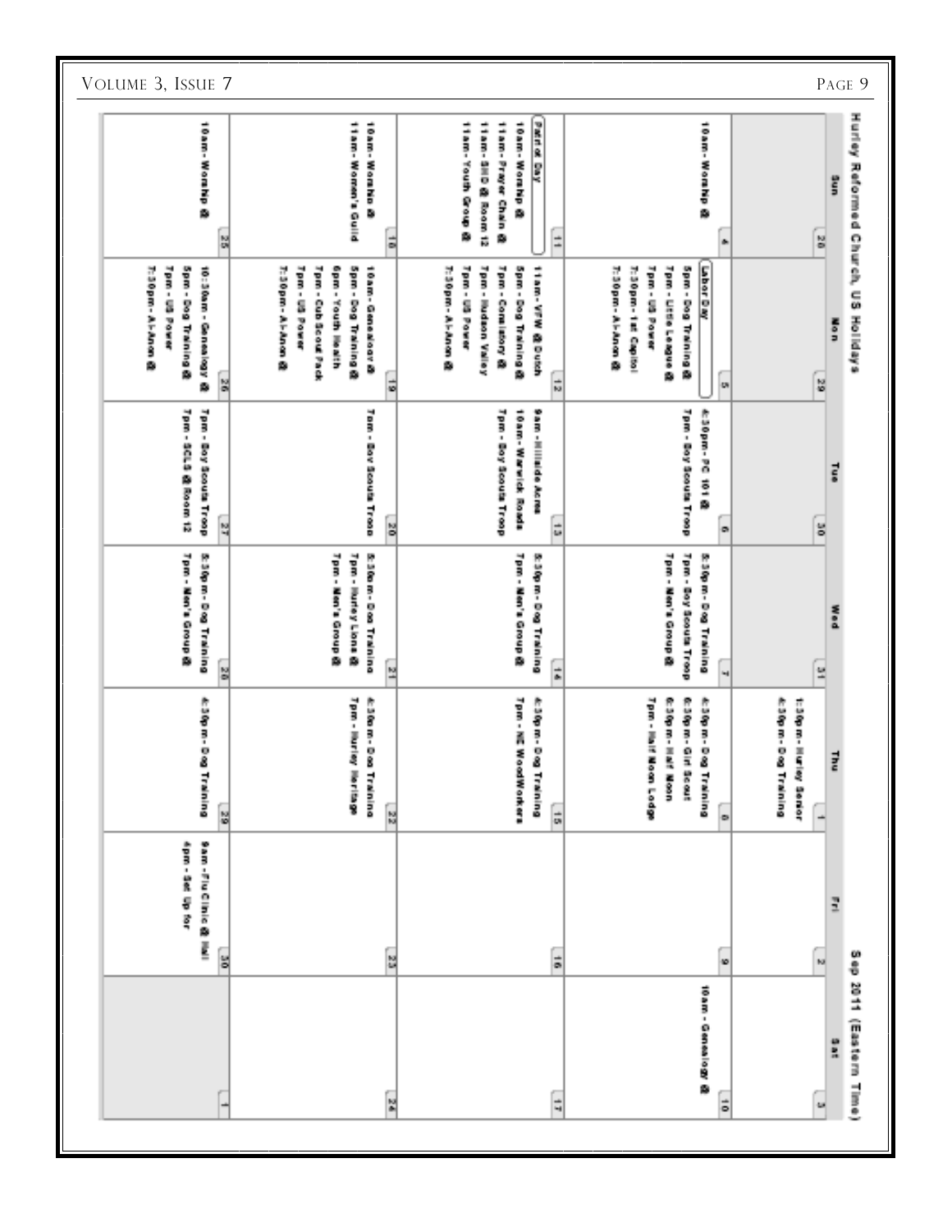Hurley Reformed Church, US Holidays

Sep 2011 (Eastern Time)

| Sun | Mon | Tue | Wed | Thu | Fri | Sat |
|---|---|---|---|---|---|---|
| 28 | 29 | 30 | 31 | 1<br>1:30pm - Hurley Senior<br>4:30pm - Dog Training | 2 | 3 |
| 4<br>10am - Worship @ | 5<br>Labor Day<br>5pm - Dog Training @<br>7pm - Little League @<br>7pm - US Power<br>7:30pm - 1st Capitol<br>7:30pm - Al-Anon @ | 6<br>4:30pm - PC 101 @<br>7pm - Boy Scouts Troop | 7<br>5:30pm - Dog Training<br>7pm - Boy Scouts Troop<br>7pm - Men's Group @ | 8<br>4:30pm - Dog Training<br>6:30pm - Girl Scout<br>6:30pm - Half Moon<br>7pm - Half Moon Lodge | 9 | 10<br>10am - Genealogy @ |
| 11<br>Patriot Day<br>10am - Worship @<br>11am - Prayer Chain @<br>11am - SHD @ Room 12<br>11am - Youth Group @ | 12<br>11am - VFW @ Dutch<br>5pm - Dog Training @<br>7pm - Consistory @<br>7pm - Hudson Valley<br>7pm - US Power<br>7:30pm - Al-Anon @ | 13<br>9am - Hillside Acres<br>10am - Warwick Roads<br>7pm - Boy Scouts Troop | 14<br>5:30pm - Dog Training<br>7pm - Men's Group @ | 15<br>4:30pm - Dog Training<br>7pm - NE WoodWorkers | 16 | 17 |
| 18<br>10am - Worship @<br>11am - Women's Guild | 19<br>10am - Genealogy @<br>5pm - Dog Training @<br>6pm - Youth Health<br>7pm - Cub Scout Pack<br>7pm - US Power<br>7:30pm - Al-Anon @ | 20<br>7pm - Boy Scouts Troop | 21<br>5:30pm - Dog Training<br>7pm - Hurley Lions @<br>7pm - Men's Group @ | 22<br>4:30pm - Dog Training<br>7pm - Hurley Heritage | 23 | 24 |
| 25<br>10am - Worship @ | 26<br>10:30am - Genealogy @<br>5pm - Dog Training @<br>7pm - US Power<br>7:30pm - Al-Anon @ | 27<br>7pm - Boy Scouts Troop<br>7pm - SCLS @ Room 12 | 28<br>5:30pm - Dog Training<br>7pm - Men's Group @ | 29<br>4:30pm - Dog Training | 30<br>9am - Flu Clinic @ Hall<br>4pm - Set Up for | 1 |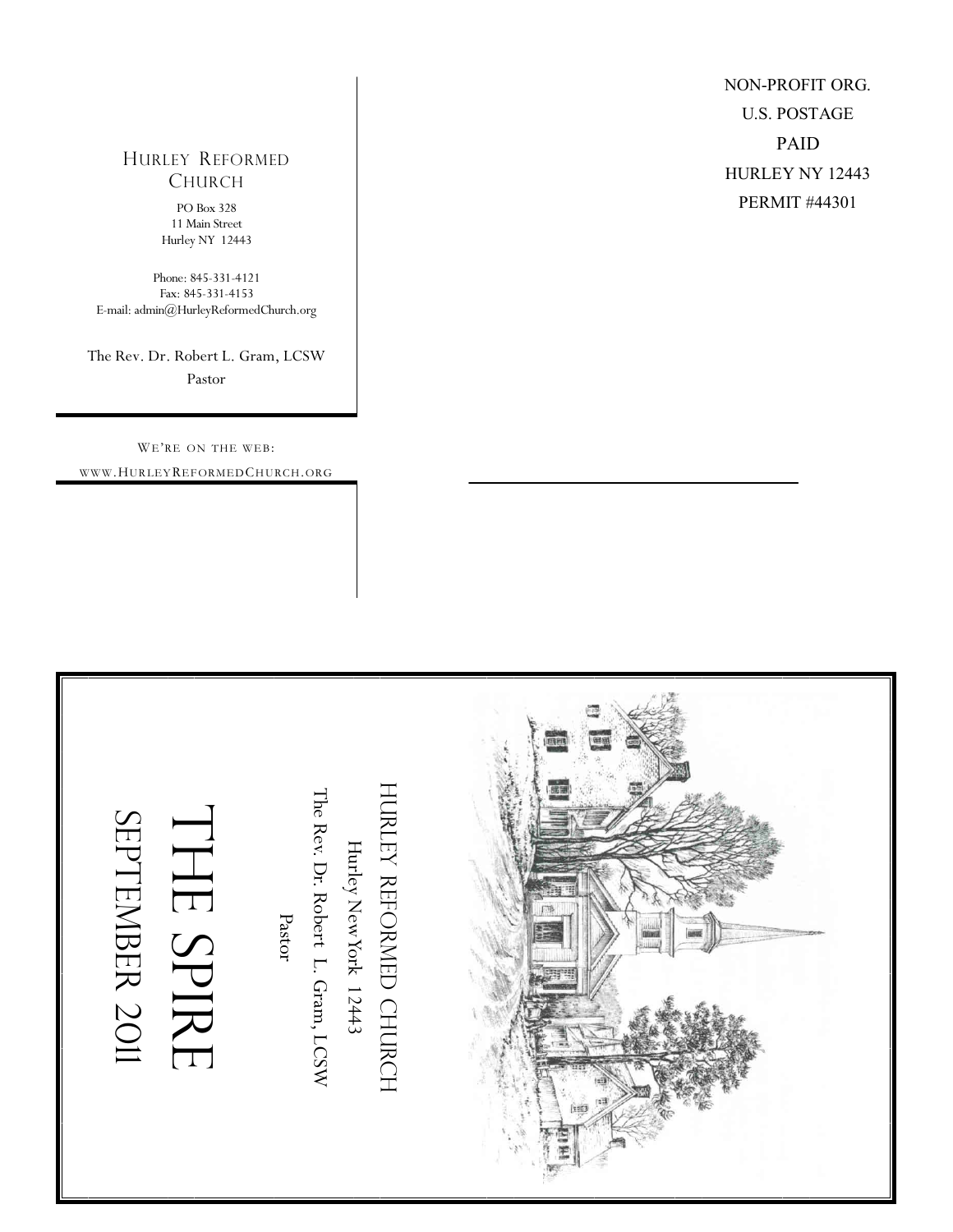HURLEY REFORMED CHURCH

PO Box 328
11 Main Street
Hurley NY 12443

Phone: 845-331-4121
Fax: 845-331-4153
E-mail: admin@HurleyReformedChurch.org

The Rev. Dr. Robert L. Gram, LCSW
Pastor

WE'RE ON THE WEB:
WWW.HURLEYREFORMEDCHURCH.ORG

NON-PROFIT ORG.
U.S. POSTAGE
PAID
HURLEY NY 12443
PERMIT #44301

HURLEY REFORMED CHURCH

Hurley New York 12443

The Rev. Dr. Robert L. Gram, LCSW

Pastor

# THE SPIRE

## SEPTEMBER 2011